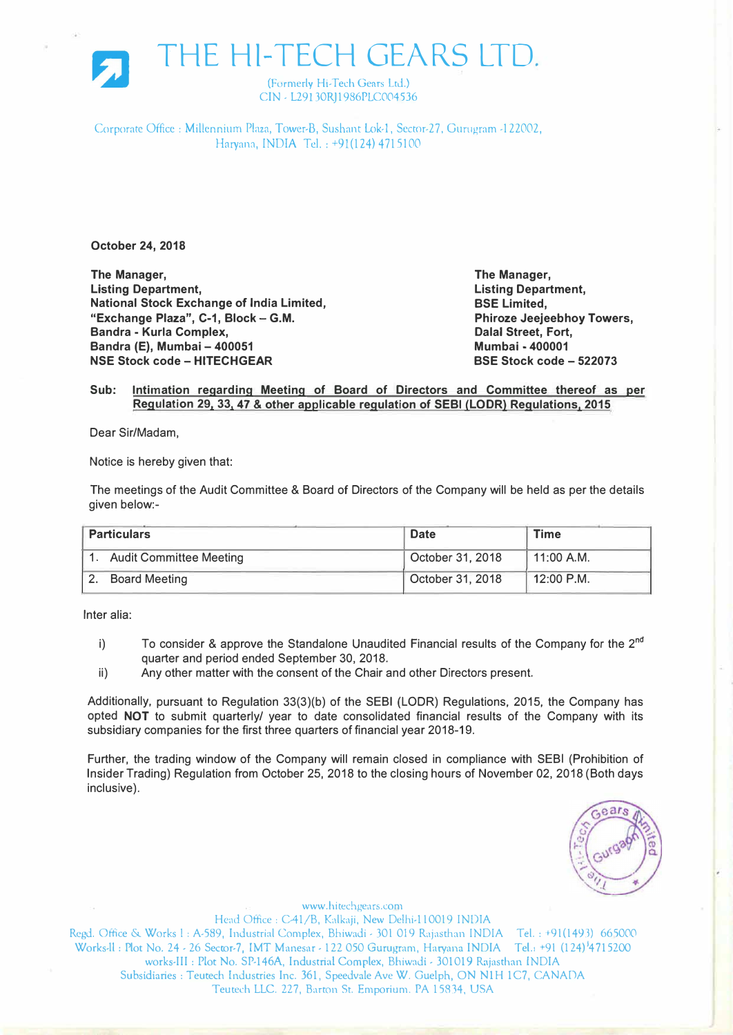# THE HI-TECH GEARS LTD.

(Formerly Hi-Tech Gears Ltd.)
CIN - L29130RJ1986PLC004536

Corporate Office : Millennium Plaza, Tower-B, Sushant Lok-1, Sector-27, Gurugram -122002, Haryana, INDIA Tel. : +91(124) 4715100

**October 24, 2018**

**The Manager,**
**Listing Department,**
**National Stock Exchange of India Limited,**
**"Exchange Plaza", C-1, Block – G.M.**
**Bandra - Kurla Complex,**
**Bandra (E), Mumbai – 400051**
**NSE Stock code – HITECHGEAR**

**The Manager,**
**Listing Department,**
**BSE Limited,**
**Phiroze Jeejeebhoy Towers,**
**Dalal Street, Fort,**
**Mumbai - 400001**
**BSE Stock code – 522073**

**Sub: Intimation regarding Meeting of Board of Directors and Committee thereof as per Regulation 29, 33, 47 & other applicable regulation of SEBI (LODR) Regulations, 2015**

Dear Sir/Madam,

Notice is hereby given that:

The meetings of the Audit Committee & Board of Directors of the Company will be held as per the details given below:-

| Particulars | Date | Time |
|---|---|---|
| 1. Audit Committee Meeting | October 31, 2018 | 11:00 A.M. |
| 2. Board Meeting | October 31, 2018 | 12:00 P.M. |

Inter alia:

i) To consider & approve the Standalone Unaudited Financial results of the Company for the 2nd quarter and period ended September 30, 2018.

ii) Any other matter with the consent of the Chair and other Directors present.

Additionally, pursuant to Regulation 33(3)(b) of the SEBI (LODR) Regulations, 2015, the Company has opted **NOT** to submit quarterly/ year to date consolidated financial results of the Company with its subsidiary companies for the first three quarters of financial year 2018-19.

Further, the trading window of the Company will remain closed in compliance with SEBI (Prohibition of Insider Trading) Regulation from October 25, 2018 to the closing hours of November 02, 2018 (Both days inclusive).

www.hitechgears.com
Head Office : C-41/B, Kalkaji, New Delhi-110019 INDIA
Regd. Office & Works I : A-589, Industrial Complex, Bhiwadi - 301 019 Rajasthan INDIA Tel. : +91(1493) 665000
Works-II : Plot No. 24 - 26 Sector-7, IMT Manesar - 122 050 Gurugram, Haryana INDIA Tel.: +91 (124) 4715200
works-III : Plot No. SP-146A, Industrial Complex, Bhiwadi - 301019 Rajasthan INDIA
Subsidiaries : Teutech Industries Inc. 361, Speedvale Ave W. Guelph, ON N1H 1C7, CANADA
Teutech LLC. 227, Barton St. Emporium. PA 15834, USA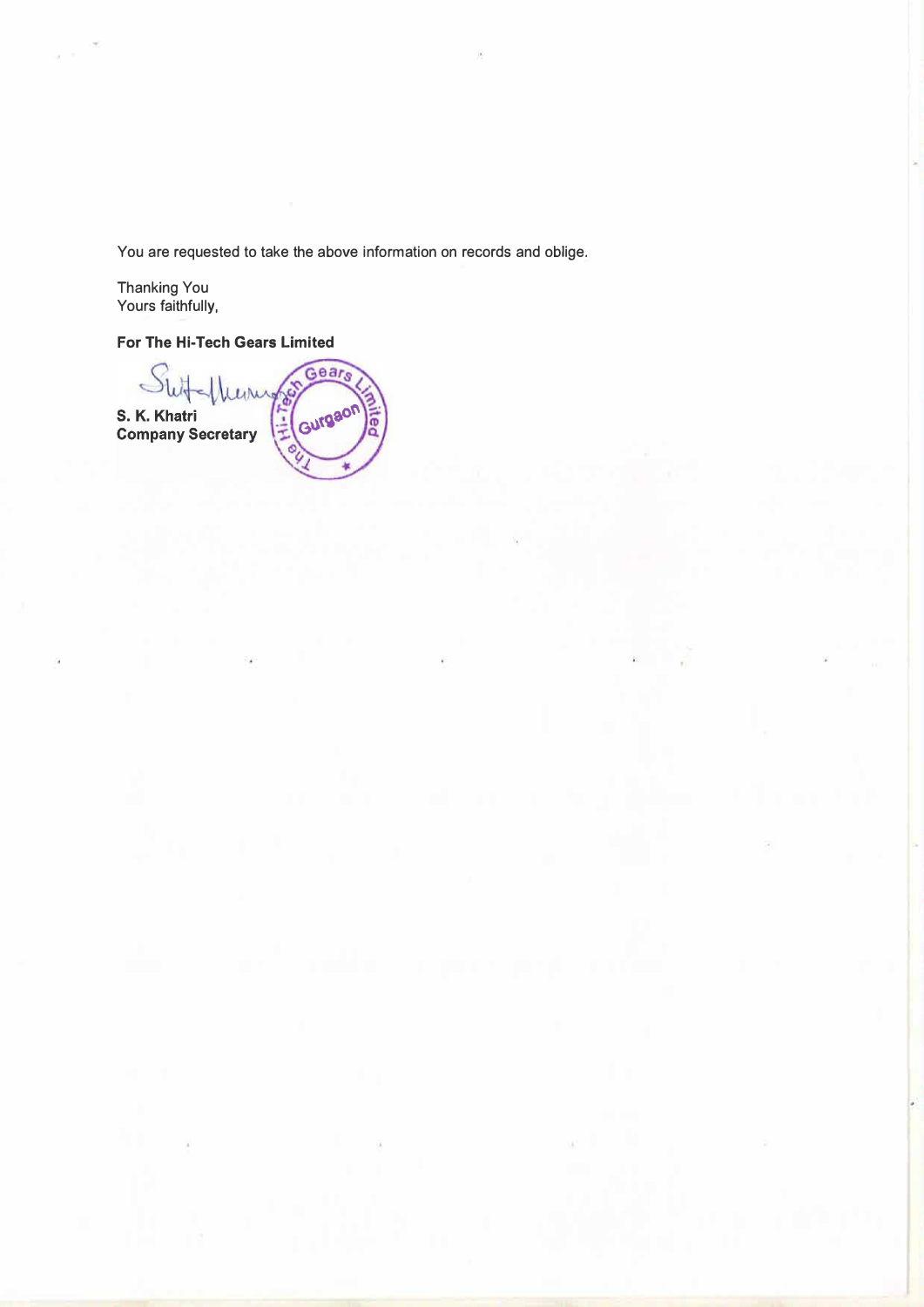You are requested to take the above information on records and oblige.

Thanking You
Yours faithfully,

**For The Hi-Tech Gears Limited**

**S. K. Khatri**
**Company Secretary**